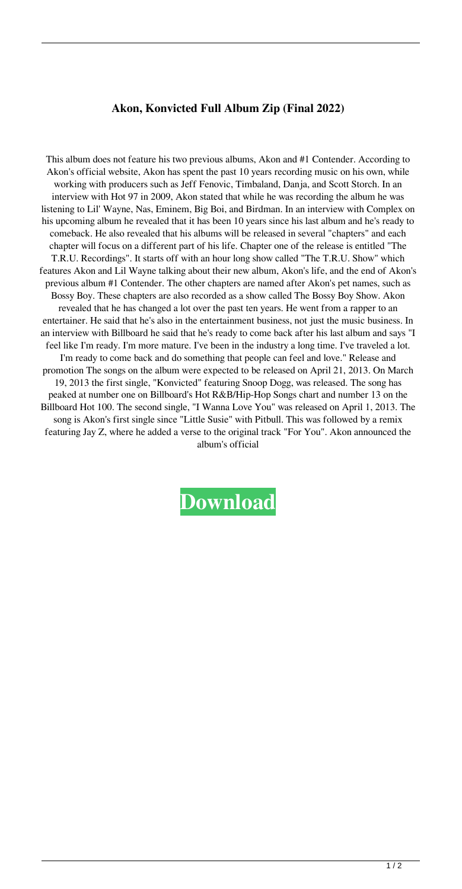# Akon, Konvicted Full Album Zip (Final 2022)

This album does not feature his two previous albums, Akon and #1 Contender. According to Akon's official website, Akon has spent the past 10 years recording music on his own, while working with producers such as Jeff Fenovic, Timbaland, Danja, and Scott Storch. In an interview with Hot 97 in 2009, Akon stated that while he was recording the album he was listening to Lil' Wayne, Nas, Eminem, Big Boi, and Birdman. In an interview with Complex on his upcoming album he revealed that it has been 10 years since his last album and he's ready to comeback. He also revealed that his albums will be released in several "chapters" and each chapter will focus on a different part of his life. Chapter one of the release is entitled "The T.R.U. Recordings". It starts off with an hour long show called "The T.R.U. Show" which features Akon and Lil Wayne talking about their new album, Akon's life, and the end of Akon's previous album #1 Contender. The other chapters are named after Akon's pet names, such as Bossy Boy. These chapters are also recorded as a show called The Bossy Boy Show. Akon revealed that he has changed a lot over the past ten years. He went from a rapper to an entertainer. He said that he's also in the entertainment business, not just the music business. In an interview with Billboard he said that he's ready to come back after his last album and says "I feel like I'm ready. I'm more mature. I've been in the industry a long time. I've traveled a lot. I'm ready to come back and do something that people can feel and love." Release and promotion The songs on the album were expected to be released on April 21, 2013. On March 19, 2013 the first single, "Konvicted" featuring Snoop Dogg, was released. The song has peaked at number one on Billboard's Hot R&B/Hip-Hop Songs chart and number 13 on the Billboard Hot 100. The second single, "I Wanna Love You" was released on April 1, 2013. The song is Akon's first single since "Little Susie" with Pitbull. This was followed by a remix featuring Jay Z, where he added a verse to the original track "For You". Akon announced the album's official

**Download**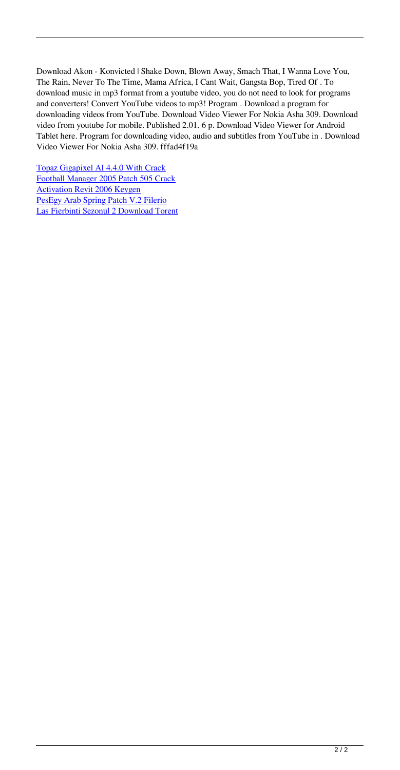Download Akon - Konvicted | Shake Down, Blown Away, Smach That, I Wanna Love You, The Rain, Never To The Time, Mama Africa, I Cant Wait, Gangsta Bop, Tired Of . To download music in mp3 format from a youtube video, you do not need to look for programs and converters! Convert YouTube videos to mp3! Program . Download a program for downloading videos from YouTube. Download Video Viewer For Nokia Asha 309. Download video from youtube for mobile. Published 2.01. 6 p. Download Video Viewer for Android Tablet here. Program for downloading video, audio and subtitles from YouTube in . Download Video Viewer For Nokia Asha 309. fffad4f19a

Topaz Gigapixel AI 4.4.0 With Crack
Football Manager 2005 Patch 505 Crack
Activation Revit 2006 Keygen
PesEgy Arab Spring Patch V.2 Filerio
Las Fierbinti Sezonul 2 Download Torent